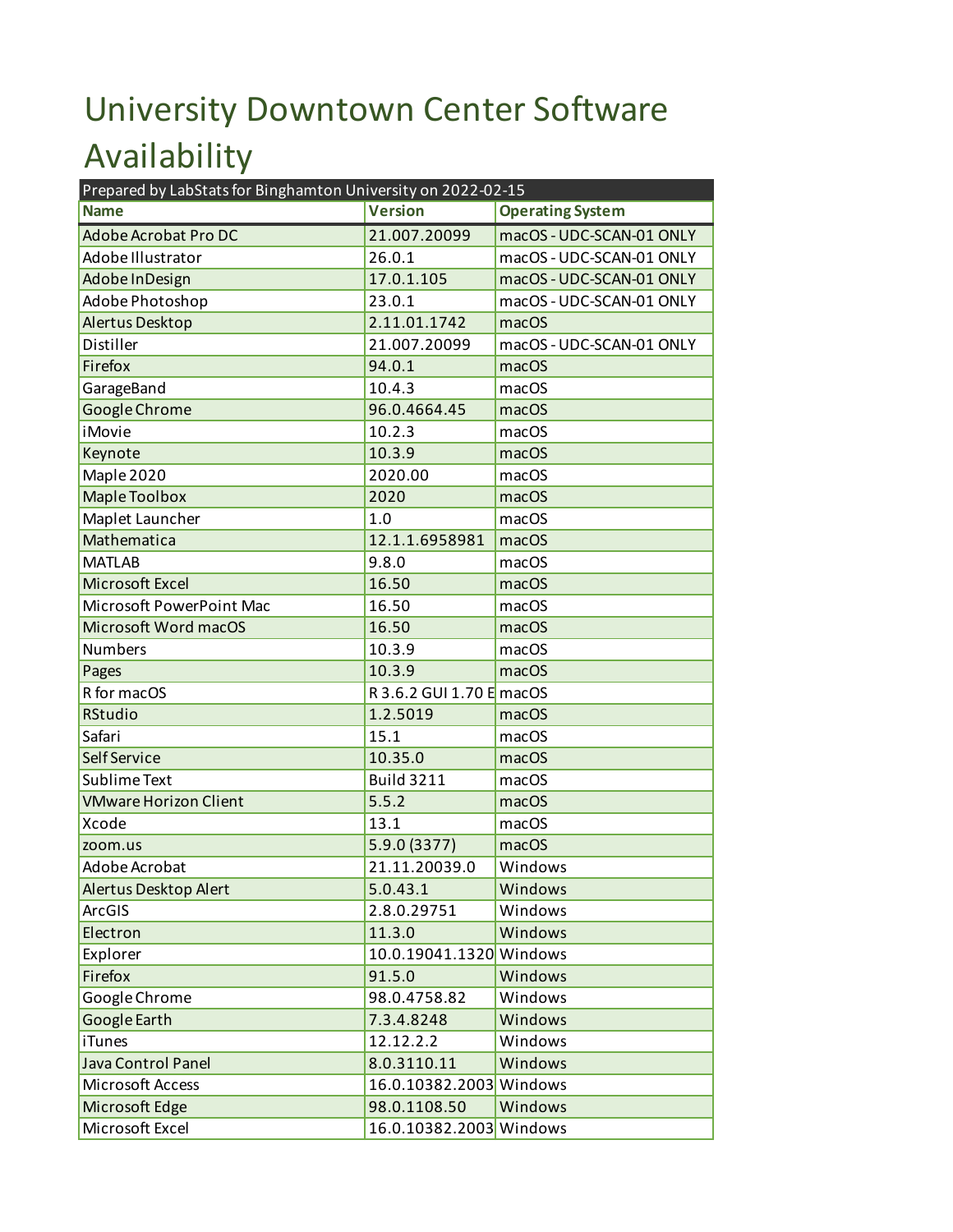# University Downtown Center Software Availability

| Prepared by LabStats for Binghamton University on 2022-02-15 | | |
|---|---|---|
| **Name** | **Version** | **Operating System** |
| Adobe Acrobat Pro DC | 21.007.20099 | macOS - UDC-SCAN-01 ONLY |
| Adobe Illustrator | 26.0.1 | macOS - UDC-SCAN-01 ONLY |
| Adobe InDesign | 17.0.1.105 | macOS - UDC-SCAN-01 ONLY |
| Adobe Photoshop | 23.0.1 | macOS - UDC-SCAN-01 ONLY |
| Alertus Desktop | 2.11.01.1742 | macOS |
| Distiller | 21.007.20099 | macOS - UDC-SCAN-01 ONLY |
| Firefox | 94.0.1 | macOS |
| GarageBand | 10.4.3 | macOS |
| Google Chrome | 96.0.4664.45 | macOS |
| iMovie | 10.2.3 | macOS |
| Keynote | 10.3.9 | macOS |
| Maple 2020 | 2020.00 | macOS |
| Maple Toolbox | 2020 | macOS |
| Maplet Launcher | 1.0 | macOS |
| Mathematica | 12.1.1.6958981 | macOS |
| MATLAB | 9.8.0 | macOS |
| Microsoft Excel | 16.50 | macOS |
| Microsoft PowerPoint Mac | 16.50 | macOS |
| Microsoft Word macOS | 16.50 | macOS |
| Numbers | 10.3.9 | macOS |
| Pages | 10.3.9 | macOS |
| R for macOS | R 3.6.2 GUI 1.70 E | macOS |
| RStudio | 1.2.5019 | macOS |
| Safari | 15.1 | macOS |
| Self Service | 10.35.0 | macOS |
| Sublime Text | Build 3211 | macOS |
| VMware Horizon Client | 5.5.2 | macOS |
| Xcode | 13.1 | macOS |
| zoom.us | 5.9.0 (3377) | macOS |
| Adobe Acrobat | 21.11.20039.0 | Windows |
| Alertus Desktop Alert | 5.0.43.1 | Windows |
| ArcGIS | 2.8.0.29751 | Windows |
| Electron | 11.3.0 | Windows |
| Explorer | 10.0.19041.1320 | Windows |
| Firefox | 91.5.0 | Windows |
| Google Chrome | 98.0.4758.82 | Windows |
| Google Earth | 7.3.4.8248 | Windows |
| iTunes | 12.12.2.2 | Windows |
| Java Control Panel | 8.0.3110.11 | Windows |
| Microsoft Access | 16.0.10382.2003 | Windows |
| Microsoft Edge | 98.0.1108.50 | Windows |
| Microsoft Excel | 16.0.10382.2003 | Windows |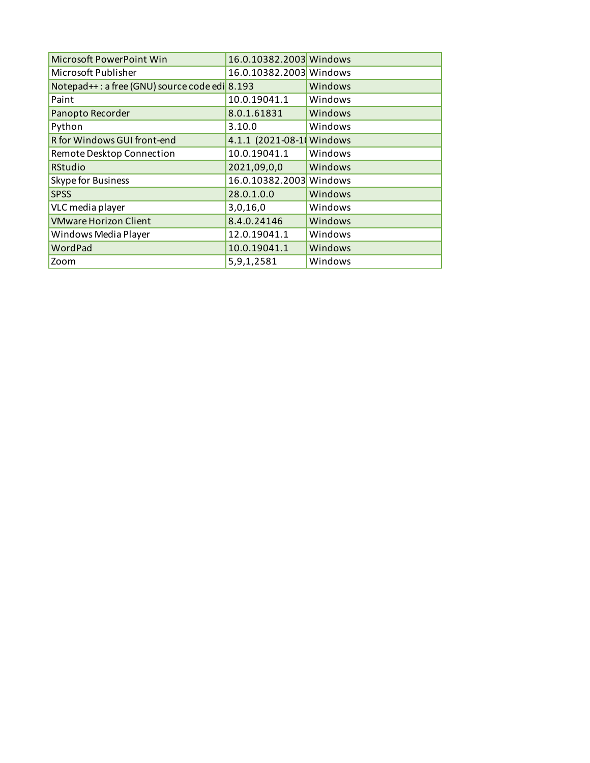| | | |
|---|---|---|
| Microsoft PowerPoint Win | 16.0.10382.2003 | Windows |
| Microsoft Publisher | 16.0.10382.2003 | Windows |
| Notepad++ : a free (GNU) source code edi | 8.193 | Windows |
| Paint | 10.0.19041.1 | Windows |
| Panopto Recorder | 8.0.1.61831 | Windows |
| Python | 3.10.0 | Windows |
| R for Windows GUI front-end | 4.1.1 (2021-08-1( | Windows |
| Remote Desktop Connection | 10.0.19041.1 | Windows |
| RStudio | 2021,09,0,0 | Windows |
| Skype for Business | 16.0.10382.2003 | Windows |
| SPSS | 28.0.1.0.0 | Windows |
| VLC media player | 3,0,16,0 | Windows |
| VMware Horizon Client | 8.4.0.24146 | Windows |
| Windows Media Player | 12.0.19041.1 | Windows |
| WordPad | 10.0.19041.1 | Windows |
| Zoom | 5,9,1,2581 | Windows |